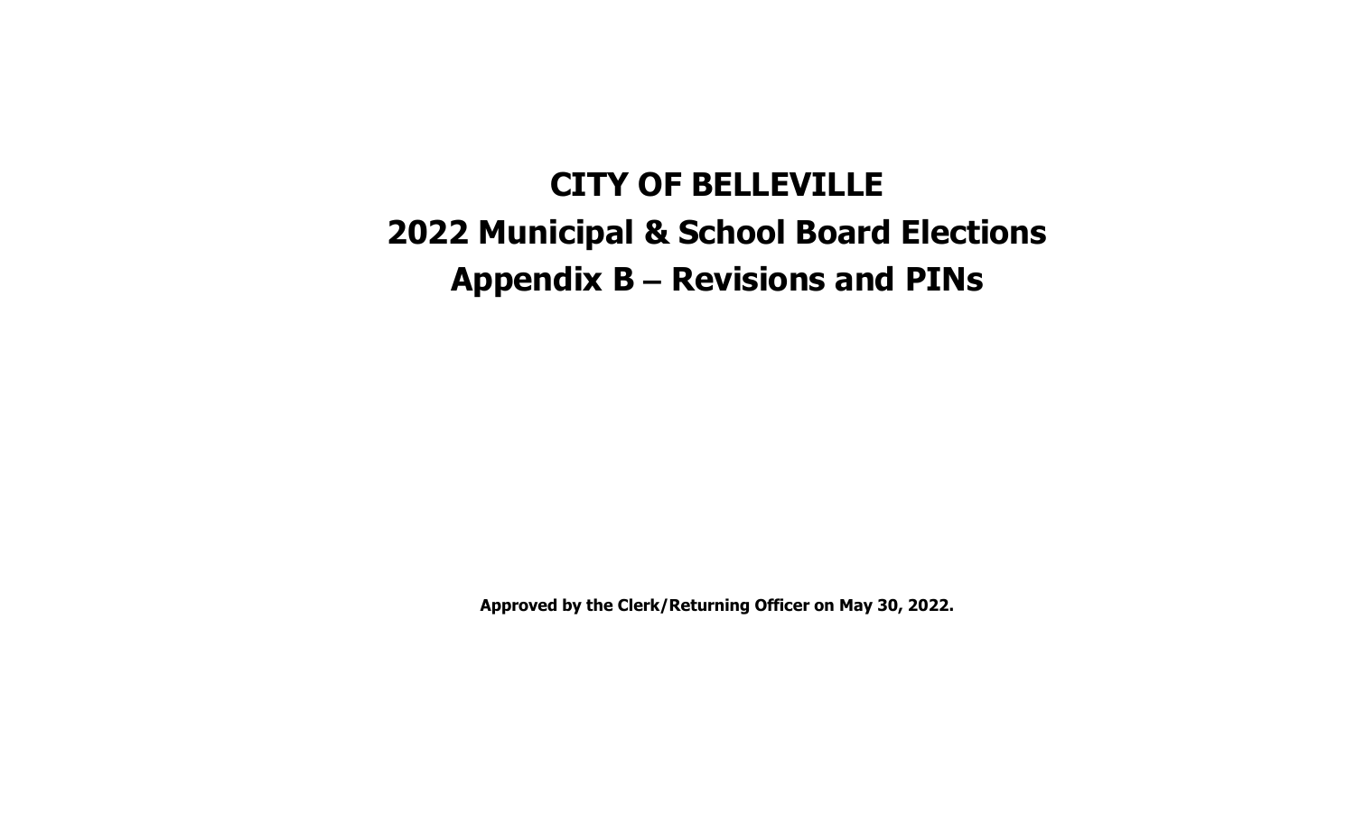# CITY OF BELLEVILLE

# 2022 Municipal & School Board Elections

# Appendix B – Revisions and PINs

**Approved by the Clerk/Returning Officer on May 30, 2022.**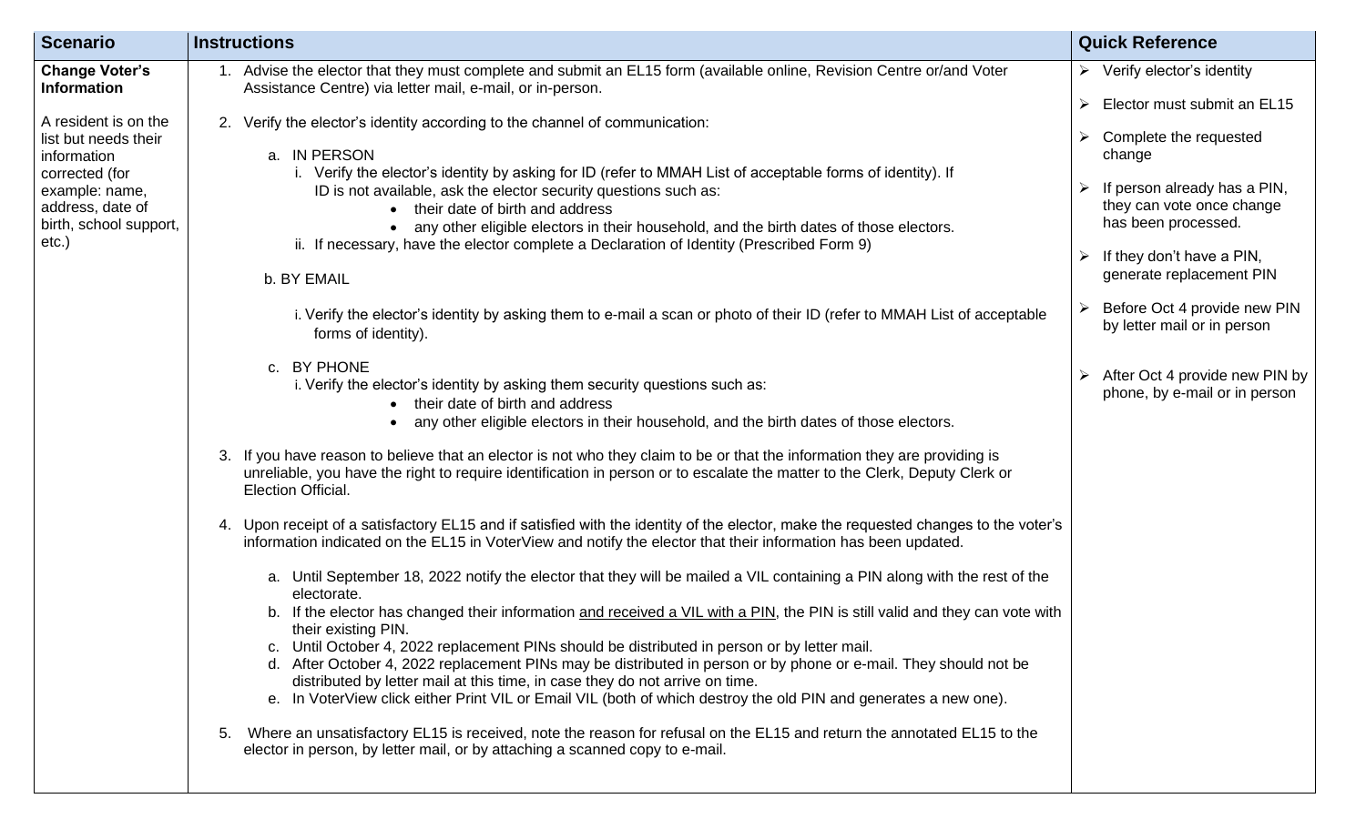| Scenario | Instructions | Quick Reference |
|---|---|---|
| **Change Voter's Information**<br><br>A resident is on the list but needs their information corrected (for example: name, address, date of birth, school support, etc.) | 1. Advise the elector that they must complete and submit an EL15 form (available online, Revision Centre or/and Voter Assistance Centre) via letter mail, e-mail, or in-person.<br><br>2. Verify the elector's identity according to the channel of communication:<br><br>a. IN PERSON<br>i. Verify the elector's identity by asking for ID (refer to MMAH List of acceptable forms of identity). If ID is not available, ask the elector security questions such as:<br>• their date of birth and address<br>• any other eligible electors in their household, and the birth dates of those electors.<br>ii. If necessary, have the elector complete a Declaration of Identity (Prescribed Form 9)<br><br>b. BY EMAIL<br>i. Verify the elector's identity by asking them to e-mail a scan or photo of their ID (refer to MMAH List of acceptable forms of identity).<br><br>c. BY PHONE<br>i. Verify the elector's identity by asking them security questions such as:<br>• their date of birth and address<br>• any other eligible electors in their household, and the birth dates of those electors.<br><br>3. If you have reason to believe that an elector is not who they claim to be or that the information they are providing is unreliable, you have the right to require identification in person or to escalate the matter to the Clerk, Deputy Clerk or Election Official.<br><br>4. Upon receipt of a satisfactory EL15 and if satisfied with the identity of the elector, make the requested changes to the voter's information indicated on the EL15 in VoterView and notify the elector that their information has been updated.<br><br>a. Until September 18, 2022 notify the elector that they will be mailed a VIL containing a PIN along with the rest of the electorate.<br>b. If the elector has changed their information <u>and received a VIL with a PIN</u>, the PIN is still valid and they can vote with their existing PIN.<br>c. Until October 4, 2022 replacement PINs should be distributed in person or by letter mail.<br>d. After October 4, 2022 replacement PINs may be distributed in person or by phone or e-mail. They should not be distributed by letter mail at this time, in case they do not arrive on time.<br>e. In VoterView click either Print VIL or Email VIL (both of which destroy the old PIN and generates a new one).<br><br>5. Where an unsatisfactory EL15 is received, note the reason for refusal on the EL15 and return the annotated EL15 to the elector in person, by letter mail, or by attaching a scanned copy to e-mail. | ➢ Verify elector's identity<br><br>➢ Elector must submit an EL15<br><br>➢ Complete the requested change<br><br>➢ If person already has a PIN, they can vote once change has been processed.<br><br>➢ If they don't have a PIN, generate replacement PIN<br><br>➢ Before Oct 4 provide new PIN by letter mail or in person<br><br>➢ After Oct 4 provide new PIN by phone, by e-mail or in person |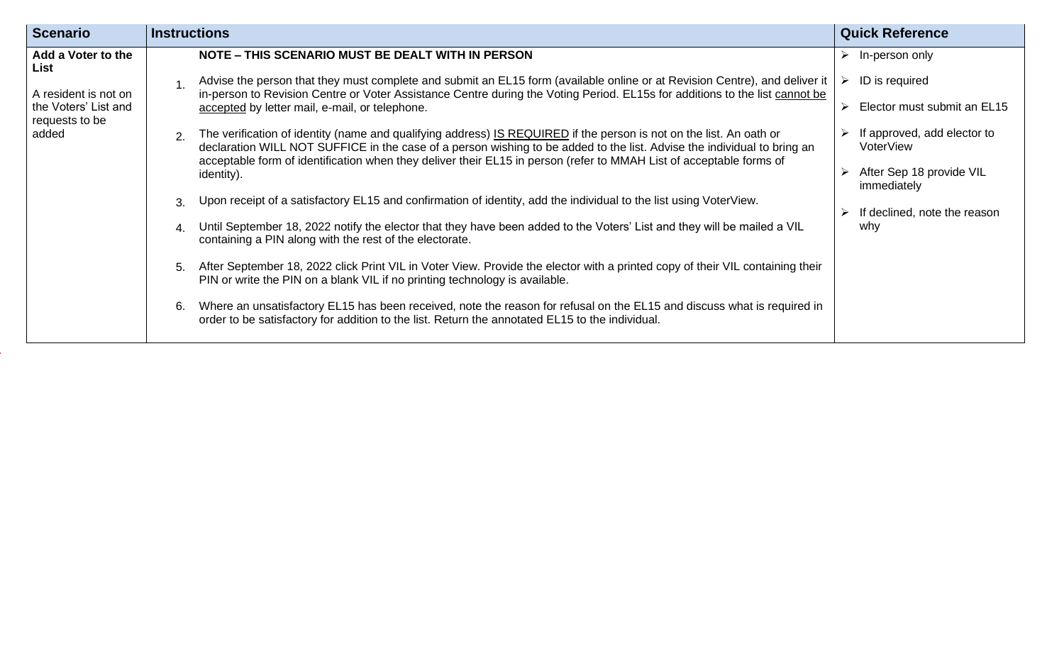| Scenario | Instructions | Quick Reference |
| --- | --- | --- |
| **Add a Voter to the List**<br><br>A resident is not on the Voters' List and requests to be added | **NOTE – THIS SCENARIO MUST BE DEALT WITH IN PERSON**<br><br>1. Advise the person that they must complete and submit an EL15 form (available online or at Revision Centre), and deliver it in-person to Revision Centre or Voter Assistance Centre during the Voting Period. EL15s for additions to the list <u>cannot be accepted</u> by letter mail, e-mail, or telephone.<br><br>2. The verification of identity (name and qualifying address) <u>IS REQUIRED</u> if the person is not on the list. An oath or declaration WILL NOT SUFFICE in the case of a person wishing to be added to the list. Advise the individual to bring an acceptable form of identification when they deliver their EL15 in person (refer to MMAH List of acceptable forms of identity).<br><br>3. Upon receipt of a satisfactory EL15 and confirmation of identity, add the individual to the list using VoterView.<br><br>4. Until September 18, 2022 notify the elector that they have been added to the Voters' List and they will be mailed a VIL containing a PIN along with the rest of the electorate.<br><br>5. After September 18, 2022 click Print VIL in Voter View. Provide the elector with a printed copy of their VIL containing their PIN or write the PIN on a blank VIL if no printing technology is available.<br><br>6. Where an unsatisfactory EL15 has been received, note the reason for refusal on the EL15 and discuss what is required in order to be satisfactory for addition to the list. Return the annotated EL15 to the individual. | ➢ In-person only<br><br>➢ ID is required<br><br>➢ Elector must submit an EL15<br><br>➢ If approved, add elector to VoterView<br><br>➢ After Sep 18 provide VIL immediately<br><br>➢ If declined, note the reason why |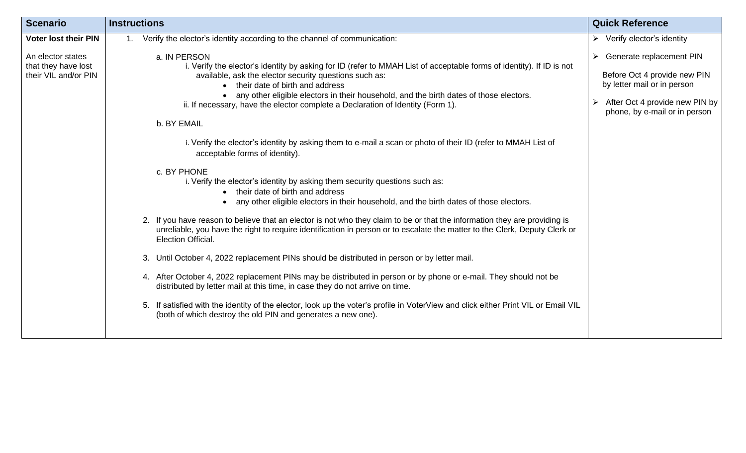| Scenario | Instructions | Quick Reference |
| --- | --- | --- |
| **Voter lost their PIN**<br><br>An elector states that they have lost their VIL and/or PIN | 1. Verify the elector's identity according to the channel of communication:<br><br>a. IN PERSON<br>i. Verify the elector's identity by asking for ID (refer to MMAH List of acceptable forms of identity). If ID is not available, ask the elector security questions such as:<br>• their date of birth and address<br>• any other eligible electors in their household, and the birth dates of those electors.<br>ii. If necessary, have the elector complete a Declaration of Identity (Form 1).<br><br>b. BY EMAIL<br>i. Verify the elector's identity by asking them to e-mail a scan or photo of their ID (refer to MMAH List of acceptable forms of identity).<br><br>c. BY PHONE<br>i. Verify the elector's identity by asking them security questions such as:<br>• their date of birth and address<br>• any other eligible electors in their household, and the birth dates of those electors.<br><br>2. If you have reason to believe that an elector is not who they claim to be or that the information they are providing is unreliable, you have the right to require identification in person or to escalate the matter to the Clerk, Deputy Clerk or Election Official.<br><br>3. Until October 4, 2022 replacement PINs should be distributed in person or by letter mail.<br><br>4. After October 4, 2022 replacement PINs may be distributed in person or by phone or e-mail. They should not be distributed by letter mail at this time, in case they do not arrive on time.<br><br>5. If satisfied with the identity of the elector, look up the voter's profile in VoterView and click either Print VIL or Email VIL (both of which destroy the old PIN and generates a new one). | ➢ Verify elector's identity<br><br>➢ Generate replacement PIN<br><br>Before Oct 4 provide new PIN by letter mail or in person<br><br>➢ After Oct 4 provide new PIN by phone, by e-mail or in person |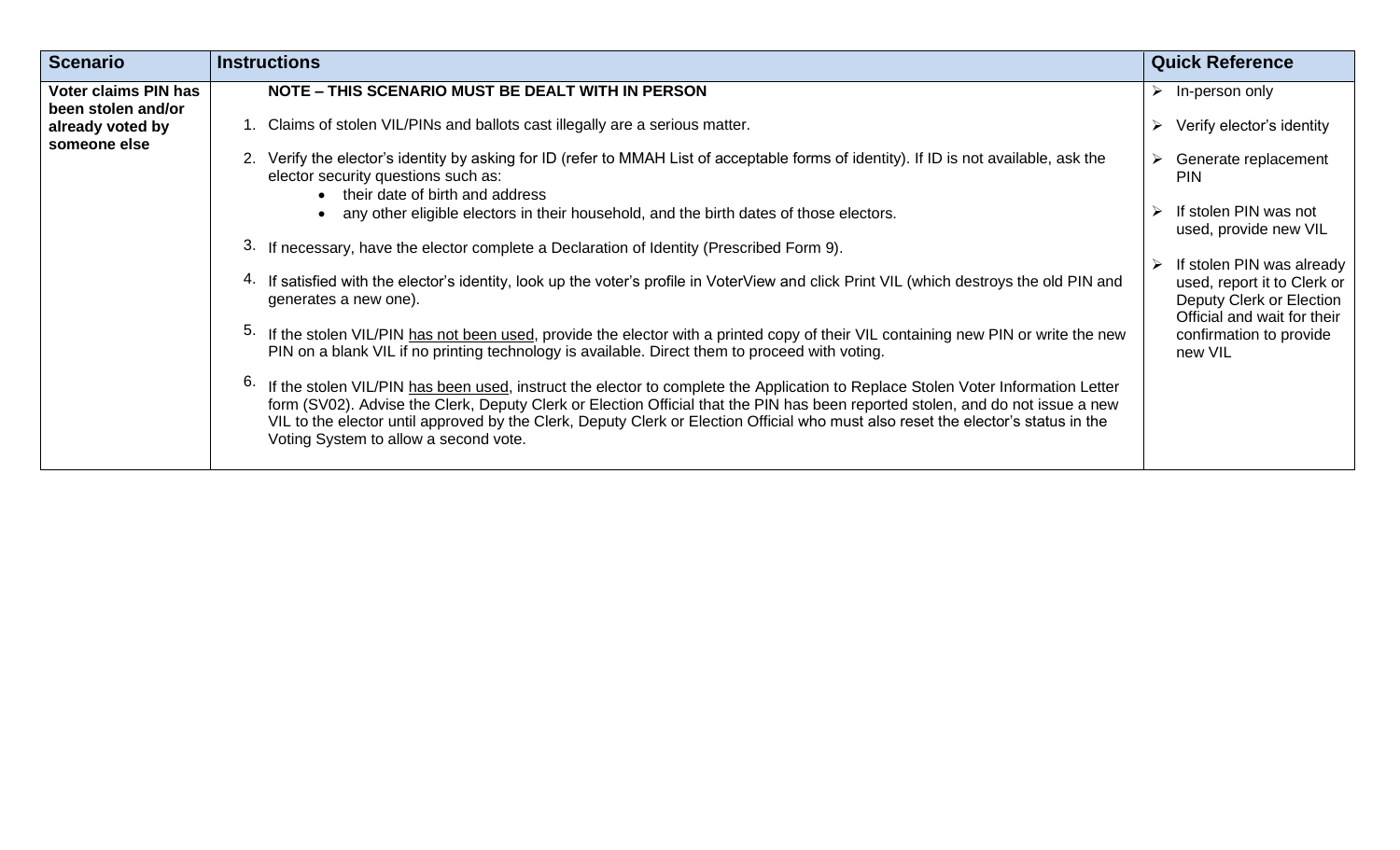| Scenario | Instructions | Quick Reference |
|---|---|---|
| **Voter claims PIN has been stolen and/or already voted by someone else** | **NOTE – THIS SCENARIO MUST BE DEALT WITH IN PERSON**<br>1. Claims of stolen VIL/PINs and ballots cast illegally are a serious matter.<br>2. Verify the elector's identity by asking for ID (refer to MMAH List of acceptable forms of identity). If ID is not available, ask the elector security questions such as:<br>• their date of birth and address<br>• any other eligible electors in their household, and the birth dates of those electors.<br>3. If necessary, have the elector complete a Declaration of Identity (Prescribed Form 9).<br>4. If satisfied with the elector's identity, look up the voter's profile in VoterView and click Print VIL (which destroys the old PIN and generates a new one).<br>5. If the stolen VIL/PIN has not been used, provide the elector with a printed copy of their VIL containing new PIN or write the new PIN on a blank VIL if no printing technology is available. Direct them to proceed with voting.<br>6. If the stolen VIL/PIN has been used, instruct the elector to complete the Application to Replace Stolen Voter Information Letter form (SV02). Advise the Clerk, Deputy Clerk or Election Official that the PIN has been reported stolen, and do not issue a new VIL to the elector until approved by the Clerk, Deputy Clerk or Election Official who must also reset the elector's status in the Voting System to allow a second vote. | ➢ In-person only<br>➢ Verify elector's identity<br>➢ Generate replacement PIN<br>➢ If stolen PIN was not used, provide new VIL<br>➢ If stolen PIN was already used, report it to Clerk or Deputy Clerk or Election Official and wait for their confirmation to provide new VIL |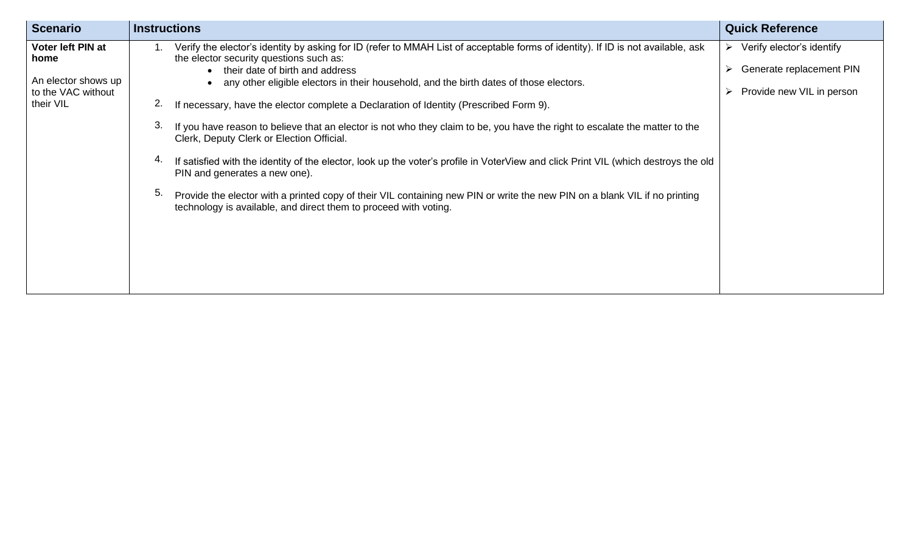| Scenario | Instructions | Quick Reference |
|---|---|---|
| **Voter left PIN at home**<br><br>An elector shows up to the VAC without their VIL | 1. Verify the elector's identity by asking for ID (refer to MMAH List of acceptable forms of identity). If ID is not available, ask the elector security questions such as:<br>• their date of birth and address<br>• any other eligible electors in their household, and the birth dates of those electors.<br>2. If necessary, have the elector complete a Declaration of Identity (Prescribed Form 9).<br>3. If you have reason to believe that an elector is not who they claim to be, you have the right to escalate the matter to the Clerk, Deputy Clerk or Election Official.<br>4. If satisfied with the identity of the elector, look up the voter's profile in VoterView and click Print VIL (which destroys the old PIN and generates a new one).<br>5. Provide the elector with a printed copy of their VIL containing new PIN or write the new PIN on a blank VIL if no printing technology is available, and direct them to proceed with voting. | ➢ Verify elector's identify<br>➢ Generate replacement PIN<br>➢ Provide new VIL in person |